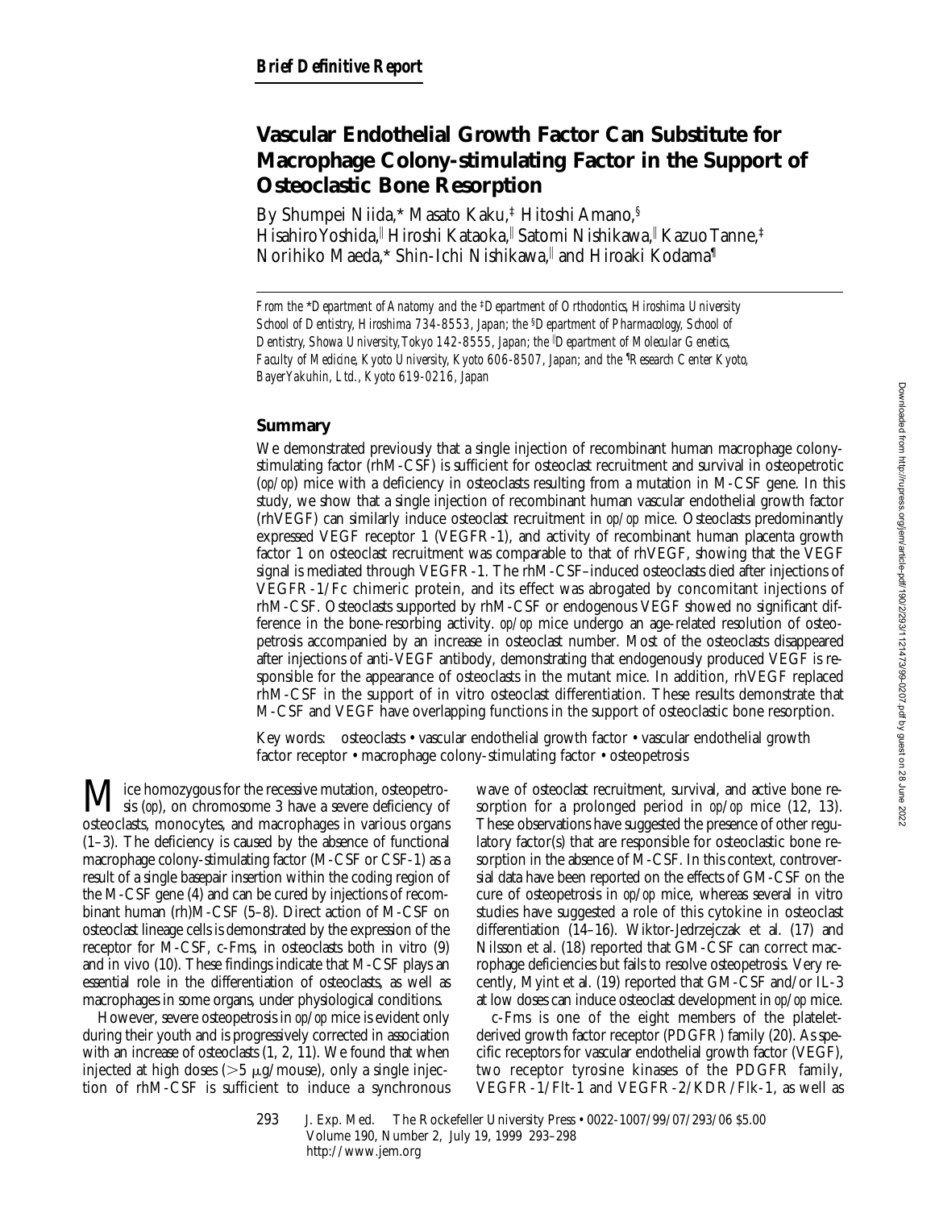***Brief Definitive Report***

# Vascular Endothelial Growth Factor Can Substitute for Macrophage Colony-stimulating Factor in the Support of Osteoclastic Bone Resorption

By Shumpei Niida,* Masato Kaku,‡ Hitoshi Amano,§ Hisahiro Yoshida,‖ Hiroshi Kataoka,‖ Satomi Nishikawa,‖ Kazuo Tanne,‡ Norihiko Maeda,* Shin-Ichi Nishikawa,‖ and Hiroaki Kodama¶

*From the \*Department of Anatomy and the ‡Department of Orthodontics, Hiroshima University School of Dentistry, Hiroshima 734-8553, Japan; the §Department of Pharmacology, School of Dentistry, Showa University, Tokyo 142-8555, Japan; the ‖Department of Molecular Genetics, Faculty of Medicine, Kyoto University, Kyoto 606-8507, Japan; and the ¶Research Center Kyoto, Bayer Yakuhin, Ltd., Kyoto 619-0216, Japan*

## Summary

We demonstrated previously that a single injection of recombinant human macrophage colony-stimulating factor (rhM-CSF) is sufficient for osteoclast recruitment and survival in osteopetrotic (*op/op*) mice with a deficiency in osteoclasts resulting from a mutation in M-CSF gene. In this study, we show that a single injection of recombinant human vascular endothelial growth factor (rhVEGF) can similarly induce osteoclast recruitment in *op/op* mice. Osteoclasts predominantly expressed VEGF receptor 1 (VEGFR-1), and activity of recombinant human placenta growth factor 1 on osteoclast recruitment was comparable to that of rhVEGF, showing that the VEGF signal is mediated through VEGFR-1. The rhM-CSF–induced osteoclasts died after injections of VEGFR-1/Fc chimeric protein, and its effect was abrogated by concomitant injections of rhM-CSF. Osteoclasts supported by rhM-CSF or endogenous VEGF showed no significant difference in the bone-resorbing activity. *op/op* mice undergo an age-related resolution of osteopetrosis accompanied by an increase in osteoclast number. Most of the osteoclasts disappeared after injections of anti-VEGF antibody, demonstrating that endogenously produced VEGF is responsible for the appearance of osteoclasts in the mutant mice. In addition, rhVEGF replaced rhM-CSF in the support of in vitro osteoclast differentiation. These results demonstrate that M-CSF and VEGF have overlapping functions in the support of osteoclastic bone resorption.

Key words: osteoclasts • vascular endothelial growth factor • vascular endothelial growth factor receptor • macrophage colony-stimulating factor • osteopetrosis

Mice homozygous for the recessive mutation, osteopetrosis (*op*), on chromosome 3 have a severe deficiency of osteoclasts, monocytes, and macrophages in various organs (1–3). The deficiency is caused by the absence of functional macrophage colony-stimulating factor (M-CSF or CSF-1) as a result of a single basepair insertion within the coding region of the M-CSF gene (4) and can be cured by injections of recombinant human (rh)M-CSF (5–8). Direct action of M-CSF on osteoclast lineage cells is demonstrated by the expression of the receptor for M-CSF, c-Fms, in osteoclasts both in vitro (9) and in vivo (10). These findings indicate that M-CSF plays an essential role in the differentiation of osteoclasts, as well as macrophages in some organs, under physiological conditions.

However, severe osteopetrosis in *op/op* mice is evident only during their youth and is progressively corrected in association with an increase of osteoclasts (1, 2, 11). We found that when injected at high doses (>5 μg/mouse), only a single injection of rhM-CSF is sufficient to induce a synchronous wave of osteoclast recruitment, survival, and active bone resorption for a prolonged period in *op/op* mice (12, 13). These observations have suggested the presence of other regulatory factor(s) that are responsible for osteoclastic bone resorption in the absence of M-CSF. In this context, controversial data have been reported on the effects of GM-CSF on the cure of osteopetrosis in *op/op* mice, whereas several in vitro studies have suggested a role of this cytokine in osteoclast differentiation (14–16). Wiktor-Jedrzejczak et al. (17) and Nilsson et al. (18) reported that GM-CSF can correct macrophage deficiencies but fails to resolve osteopetrosis. Very recently, Myint et al. (19) reported that GM-CSF and/or IL-3 at low doses can induce osteoclast development in *op/op* mice.

c-Fms is one of the eight members of the platelet-derived growth factor receptor (PDGFR) family (20). As specific receptors for vascular endothelial growth factor (VEGF), two receptor tyrosine kinases of the PDGFR family, VEGFR-1/Flt-1 and VEGFR-2/KDR/Flk-1, as well as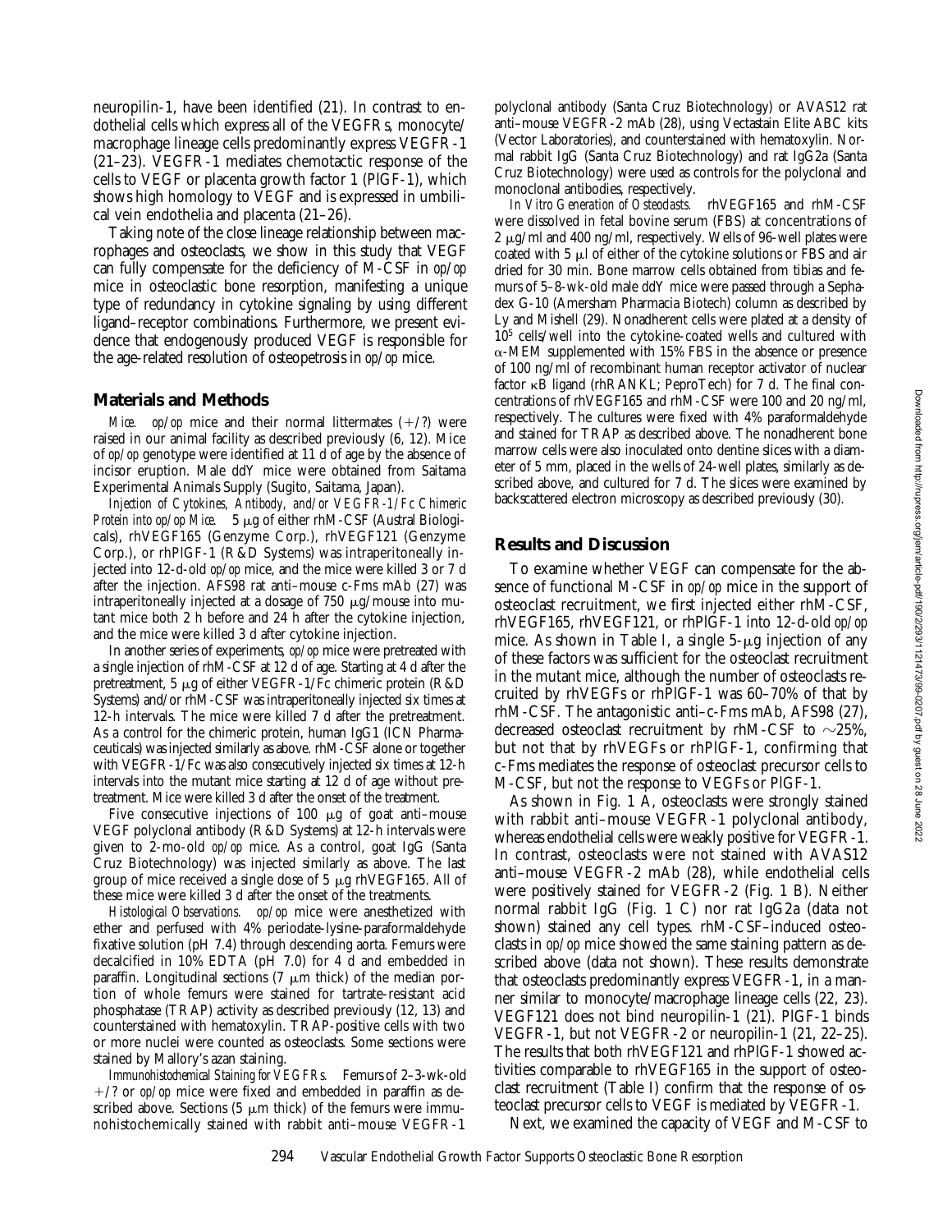neuropilin-1, have been identified (21). In contrast to endothelial cells which express all of the VEGFRs, monocyte/macrophage lineage cells predominantly express VEGFR-1 (21–23). VEGFR-1 mediates chemotactic response of the cells to VEGF or placenta growth factor 1 (PlGF-1), which shows high homology to VEGF and is expressed in umbilical vein endothelia and placenta (21–26).

Taking note of the close lineage relationship between macrophages and osteoclasts, we show in this study that VEGF can fully compensate for the deficiency of M-CSF in *op/op* mice in osteoclastic bone resorption, manifesting a unique type of redundancy in cytokine signaling by using different ligand–receptor combinations. Furthermore, we present evidence that endogenously produced VEGF is responsible for the age-related resolution of osteopetrosis in *op/op* mice.

## Materials and Methods

*Mice.* *op/op* mice and their normal littermates (+/?) were raised in our animal facility as described previously (6, 12). Mice of *op/op* genotype were identified at 11 d of age by the absence of incisor eruption. Male ddY mice were obtained from Saitama Experimental Animals Supply (Sugito, Saitama, Japan).

*Injection of Cytokines, Antibody, and/or VEGFR-1/Fc Chimeric Protein into op/op Mice.* 5 μg of either rhM-CSF (Austral Biologicals), rhVEGF165 (Genzyme Corp.), rhVEGF121 (Genzyme Corp.), or rhPlGF-1 (R&D Systems) was intraperitoneally injected into 12-d-old *op/op* mice, and the mice were killed 3 or 7 d after the injection. AFS98 rat anti–mouse c-Fms mAb (27) was intraperitoneally injected at a dosage of 750 μg/mouse into mutant mice both 2 h before and 24 h after the cytokine injection, and the mice were killed 3 d after cytokine injection.

In another series of experiments, *op/op* mice were pretreated with a single injection of rhM-CSF at 12 d of age. Starting at 4 d after the pretreatment, 5 μg of either VEGFR-1/Fc chimeric protein (R&D Systems) and/or rhM-CSF was intraperitoneally injected six times at 12-h intervals. The mice were killed 7 d after the pretreatment. As a control for the chimeric protein, human IgG1 (ICN Pharmaceuticals) was injected similarly as above. rhM-CSF alone or together with VEGFR-1/Fc was also consecutively injected six times at 12-h intervals into the mutant mice starting at 12 d of age without pretreatment. Mice were killed 3 d after the onset of the treatment.

Five consecutive injections of 100 μg of goat anti–mouse VEGF polyclonal antibody (R&D Systems) at 12-h intervals were given to 2-mo-old *op/op* mice. As a control, goat IgG (Santa Cruz Biotechnology) was injected similarly as above. The last group of mice received a single dose of 5 μg rhVEGF165. All of these mice were killed 3 d after the onset of the treatments.

*Histological Observations.* *op/op* mice were anesthetized with ether and perfused with 4% periodate-lysine-paraformaldehyde fixative solution (pH 7.4) through descending aorta. Femurs were decalcified in 10% EDTA (pH 7.0) for 4 d and embedded in paraffin. Longitudinal sections (7 μm thick) of the median portion of whole femurs were stained for tartrate-resistant acid phosphatase (TRAP) activity as described previously (12, 13) and counterstained with hematoxylin. TRAP-positive cells with two or more nuclei were counted as osteoclasts. Some sections were stained by Mallory's azan staining.

*Immunohistochemical Staining for VEGFRs.* Femurs of 2–3-wk-old +/? or *op/op* mice were fixed and embedded in paraffin as described above. Sections (5 μm thick) of the femurs were immunohistochemically stained with rabbit anti–mouse VEGFR-1 polyclonal antibody (Santa Cruz Biotechnology) or AVAS12 rat anti–mouse VEGFR-2 mAb (28), using Vectastain Elite ABC kits (Vector Laboratories), and counterstained with hematoxylin. Normal rabbit IgG (Santa Cruz Biotechnology) and rat IgG2a (Santa Cruz Biotechnology) were used as controls for the polyclonal and monoclonal antibodies, respectively.

*In Vitro Generation of Osteoclasts.* rhVEGF165 and rhM-CSF were dissolved in fetal bovine serum (FBS) at concentrations of 2 μg/ml and 400 ng/ml, respectively. Wells of 96-well plates were coated with 5 μl of either of the cytokine solutions or FBS and air dried for 30 min. Bone marrow cells obtained from tibias and femurs of 5–8-wk-old male ddY mice were passed through a Sephadex G-10 (Amersham Pharmacia Biotech) column as described by Ly and Mishell (29). Nonadherent cells were plated at a density of $10^5$ cells/well into the cytokine-coated wells and cultured with α-MEM supplemented with 15% FBS in the absence or presence of 100 ng/ml of recombinant human receptor activator of nuclear factor κB ligand (rhRANKL; PeproTech) for 7 d. The final concentrations of rhVEGF165 and rhM-CSF were 100 and 20 ng/ml, respectively. The cultures were fixed with 4% paraformaldehyde and stained for TRAP as described above. The nonadherent bone marrow cells were also inoculated onto dentine slices with a diameter of 5 mm, placed in the wells of 24-well plates, similarly as described above, and cultured for 7 d. The slices were examined by backscattered electron microscopy as described previously (30).

## Results and Discussion

To examine whether VEGF can compensate for the absence of functional M-CSF in *op/op* mice in the support of osteoclast recruitment, we first injected either rhM-CSF, rhVEGF165, rhVEGF121, or rhPlGF-1 into 12-d-old *op/op* mice. As shown in Table I, a single 5-μg injection of any of these factors was sufficient for the osteoclast recruitment in the mutant mice, although the number of osteoclasts recruited by rhVEGFs or rhPlGF-1 was 60–70% of that by rhM-CSF. The antagonistic anti–c-Fms mAb, AFS98 (27), decreased osteoclast recruitment by rhM-CSF to ~25%, but not that by rhVEGFs or rhPlGF-1, confirming that c-Fms mediates the response of osteoclast precursor cells to M-CSF, but not the response to VEGFs or PlGF-1.

As shown in Fig. 1 A, osteoclasts were strongly stained with rabbit anti–mouse VEGFR-1 polyclonal antibody, whereas endothelial cells were weakly positive for VEGFR-1. In contrast, osteoclasts were not stained with AVAS12 anti–mouse VEGFR-2 mAb (28), while endothelial cells were positively stained for VEGFR-2 (Fig. 1 B). Neither normal rabbit IgG (Fig. 1 C) nor rat IgG2a (data not shown) stained any cell types. rhM-CSF–induced osteoclasts in *op/op* mice showed the same staining pattern as described above (data not shown). These results demonstrate that osteoclasts predominantly express VEGFR-1, in a manner similar to monocyte/macrophage lineage cells (22, 23). VEGF121 does not bind neuropilin-1 (21). PlGF-1 binds VEGFR-1, but not VEGFR-2 or neuropilin-1 (21, 22–25). The results that both rhVEGF121 and rhPlGF-1 showed activities comparable to rhVEGF165 in the support of osteoclast recruitment (Table I) confirm that the response of osteoclast precursor cells to VEGF is mediated by VEGFR-1.

Next, we examined the capacity of VEGF and M-CSF to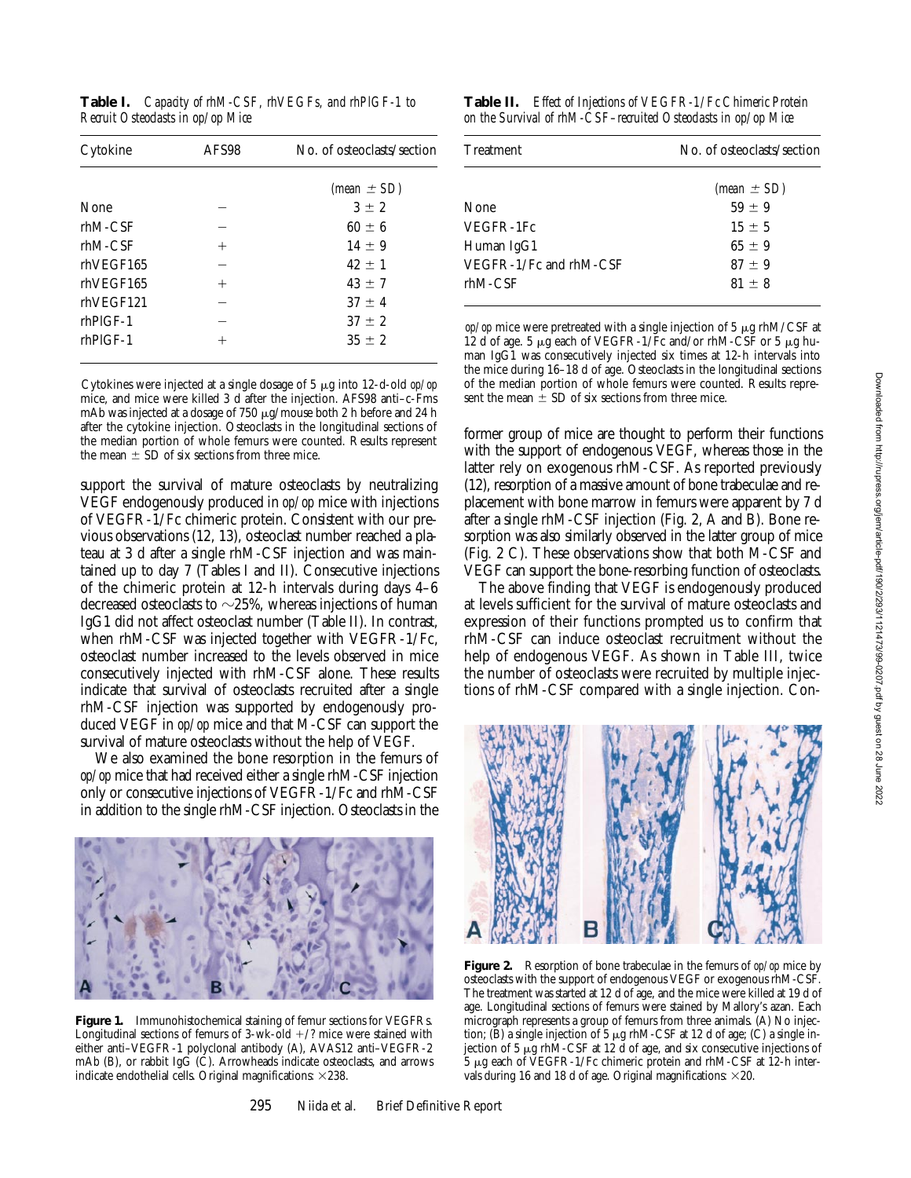**Table I.** *Capacity of rhM-CSF, rhVEGFs, and rhPlGF-1 to Recruit Osteoclasts in op/op Mice*

| Cytokine | AFS98 | No. of osteoclasts/section |
|---|---|---|
| | | *(mean ± SD)* |
| None | − | 3 ± 2 |
| rhM-CSF | − | 60 ± 6 |
| rhM-CSF | + | 14 ± 9 |
| rhVEGF165 | − | 42 ± 1 |
| rhVEGF165 | + | 43 ± 7 |
| rhVEGF121 | − | 37 ± 4 |
| rhPlGF-1 | − | 37 ± 2 |
| rhPlGF-1 | + | 35 ± 2 |

Cytokines were injected at a single dosage of 5 μg into 12-d-old *op/op* mice, and mice were killed 3 d after the injection. AFS98 anti–c-Fms mAb was injected at a dosage of 750 μg/mouse both 2 h before and 24 h after the cytokine injection. Osteoclasts in the longitudinal sections of the median portion of whole femurs were counted. Results represent the mean ± SD of six sections from three mice.

support the survival of mature osteoclasts by neutralizing VEGF endogenously produced in *op/op* mice with injections of VEGFR-1/Fc chimeric protein. Consistent with our previous observations (12, 13), osteoclast number reached a plateau at 3 d after a single rhM-CSF injection and was maintained up to day 7 (Tables I and II). Consecutive injections of the chimeric protein at 12-h intervals during days 4–6 decreased osteoclasts to ∼25%, whereas injections of human IgG1 did not affect osteoclast number (Table II). In contrast, when rhM-CSF was injected together with VEGFR-1/Fc, osteoclast number increased to the levels observed in mice consecutively injected with rhM-CSF alone. These results indicate that survival of osteoclasts recruited after a single rhM-CSF injection was supported by endogenously produced VEGF in *op/op* mice and that M-CSF can support the survival of mature osteoclasts without the help of VEGF.

We also examined the bone resorption in the femurs of *op/op* mice that had received either a single rhM-CSF injection only or consecutive injections of VEGFR-1/Fc and rhM-CSF in addition to the single rhM-CSF injection. Osteoclasts in the former group of mice are thought to perform their functions with the support of endogenous VEGF, whereas those in the latter rely on exogenous rhM-CSF. As reported previously (12), resorption of a massive amount of bone trabeculae and replacement with bone marrow in femurs were apparent by 7 d after a single rhM-CSF injection (Fig. 2, A and B). Bone resorption was also similarly observed in the latter group of mice (Fig. 2 C). These observations show that both M-CSF and VEGF can support the bone-resorbing function of osteoclasts.

The above finding that VEGF is endogenously produced at levels sufficient for the survival of mature osteoclasts and expression of their functions prompted us to confirm that rhM-CSF can induce osteoclast recruitment without the help of endogenous VEGF. As shown in Table III, twice the number of osteoclasts were recruited by multiple injections of rhM-CSF compared with a single injection. Con-

**Table II.** *Effect of Injections of VEGFR-1/Fc Chimeric Protein on the Survival of rhM-CSF–recruited Osteoclasts in op/op Mice*

| Treatment | No. of osteoclasts/section |
|---|---|
| | *(mean ± SD)* |
| None | 59 ± 9 |
| VEGFR-1Fc | 15 ± 5 |
| Human IgG1 | 65 ± 9 |
| VEGFR-1/Fc and rhM-CSF | 87 ± 9 |
| rhM-CSF | 81 ± 8 |

*op/op* mice were pretreated with a single injection of 5 μg rhM/CSF at 12 d of age. 5 μg each of VEGFR-1/Fc and/or rhM-CSF or 5 μg human IgG1 was consecutively injected six times at 12-h intervals into the mice during 16–18 d of age. Osteoclasts in the longitudinal sections of the median portion of whole femurs were counted. Results represent the mean ± SD of six sections from three mice.

**Figure 1.** Immunohistochemical staining of femur sections for VEGFRs. Longitudinal sections of femurs of 3-wk-old +/? mice were stained with either anti–VEGFR-1 polyclonal antibody (A), AVAS12 anti–VEGFR-2 mAb (B), or rabbit IgG (C). Arrowheads indicate osteoclasts, and arrows indicate endothelial cells. Original magnifications: ×238.

**Figure 2.** Resorption of bone trabeculae in the femurs of *op/op* mice by osteoclasts with the support of endogenous VEGF or exogenous rhM-CSF. The treatment was started at 12 d of age, and the mice were killed at 19 d of age. Longitudinal sections of femurs were stained by Mallory's azan. Each micrograph represents a group of femurs from three animals. (A) No injection; (B) a single injection of 5 μg rhM-CSF at 12 d of age; (C) a single injection of 5 μg rhM-CSF at 12 d of age, and six consecutive injections of 5 μg each of VEGFR-1/Fc chimeric protein and rhM-CSF at 12-h intervals during 16 and 18 d of age. Original magnifications: ×20.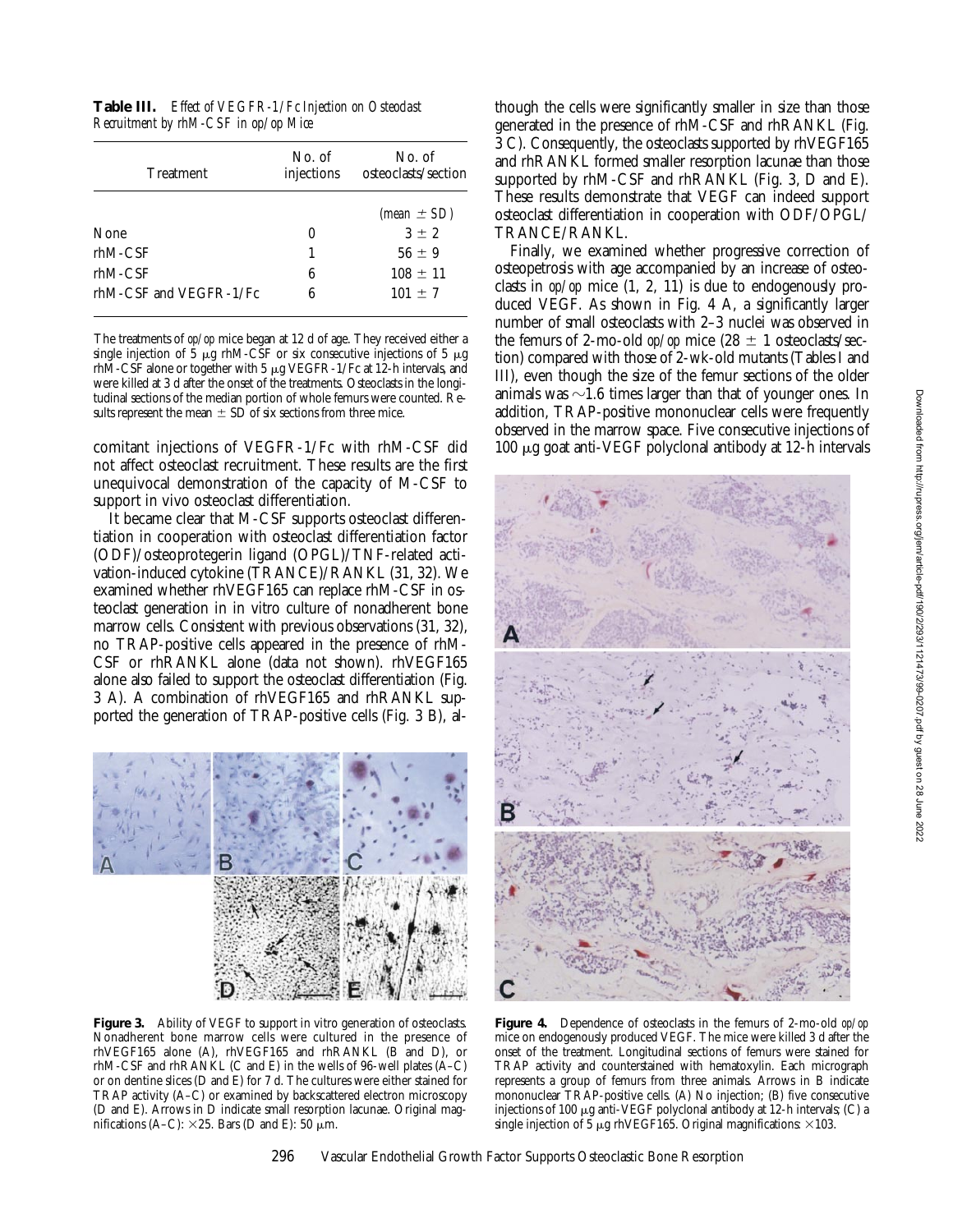**Table III.** *Effect of VEGFR-1/Fc Injection on Osteoclast Recruitment by rhM-CSF in op/op Mice*

| Treatment | No. of injections | No. of osteoclasts/section |
|---|---|---|
| | | *(mean ± SD)* |
| None | 0 | 3 ± 2 |
| rhM-CSF | 1 | 56 ± 9 |
| rhM-CSF | 6 | 108 ± 11 |
| rhM-CSF and VEGFR-1/Fc | 6 | 101 ± 7 |

The treatments of *op/op* mice began at 12 d of age. They received either a single injection of 5 μg rhM-CSF or six consecutive injections of 5 μg rhM-CSF alone or together with 5 μg VEGFR-1/Fc at 12-h intervals, and were killed at 3 d after the onset of the treatments. Osteoclasts in the longitudinal sections of the median portion of whole femurs were counted. Results represent the mean ± SD of six sections from three mice.

comitant injections of VEGFR-1/Fc with rhM-CSF did not affect osteoclast recruitment. These results are the first unequivocal demonstration of the capacity of M-CSF to support in vivo osteoclast differentiation.

It became clear that M-CSF supports osteoclast differentiation in cooperation with osteoclast differentiation factor (ODF)/osteoprotegerin ligand (OPGL)/TNF-related activation-induced cytokine (TRANCE)/RANKL (31, 32). We examined whether rhVEGF165 can replace rhM-CSF in osteoclast generation in in vitro culture of nonadherent bone marrow cells. Consistent with previous observations (31, 32), no TRAP-positive cells appeared in the presence of rhM-CSF or rhRANKL alone (data not shown). rhVEGF165 alone also failed to support the osteoclast differentiation (Fig. 3 A). A combination of rhVEGF165 and rhRANKL supported the generation of TRAP-positive cells (Fig. 3 B), although the cells were significantly smaller in size than those generated in the presence of rhM-CSF and rhRANKL (Fig. 3 C). Consequently, the osteoclasts supported by rhVEGF165 and rhRANKL formed smaller resorption lacunae than those supported by rhM-CSF and rhRANKL (Fig. 3, D and E). These results demonstrate that VEGF can indeed support osteoclast differentiation in cooperation with ODF/OPGL/TRANCE/RANKL.

Finally, we examined whether progressive correction of osteopetrosis with age accompanied by an increase of osteoclasts in *op/op* mice (1, 2, 11) is due to endogenously produced VEGF. As shown in Fig. 4 A, a significantly larger number of small osteoclasts with 2–3 nuclei was observed in the femurs of 2-mo-old *op/op* mice (28 ± 1 osteoclasts/section) compared with those of 2-wk-old mutants (Tables I and III), even though the size of the femur sections of the older animals was ~1.6 times larger than that of younger ones. In addition, TRAP-positive mononuclear cells were frequently observed in the marrow space. Five consecutive injections of 100 μg goat anti-VEGF polyclonal antibody at 12-h intervals

**Figure 3.** Ability of VEGF to support in vitro generation of osteoclasts. Nonadherent bone marrow cells were cultured in the presence of rhVEGF165 alone (A), rhVEGF165 and rhRANKL (B and D), or rhM-CSF and rhRANKL (C and E) in the wells of 96-well plates (A–C) or on dentine slices (D and E) for 7 d. The cultures were either stained for TRAP activity (A–C) or examined by backscattered electron microscopy (D and E). Arrows in D indicate small resorption lacunae. Original magnifications (A–C): ×25. Bars (D and E): 50 μm.

**Figure 4.** Dependence of osteoclasts in the femurs of 2-mo-old *op/op* mice on endogenously produced VEGF. The mice were killed 3 d after the onset of the treatment. Longitudinal sections of femurs were stained for TRAP activity and counterstained with hematoxylin. Each micrograph represents a group of femurs from three animals. Arrows in B indicate mononuclear TRAP-positive cells. (A) No injection; (B) five consecutive injections of 100 μg anti-VEGF polyclonal antibody at 12-h intervals; (C) a single injection of 5 μg rhVEGF165. Original magnifications: ×103.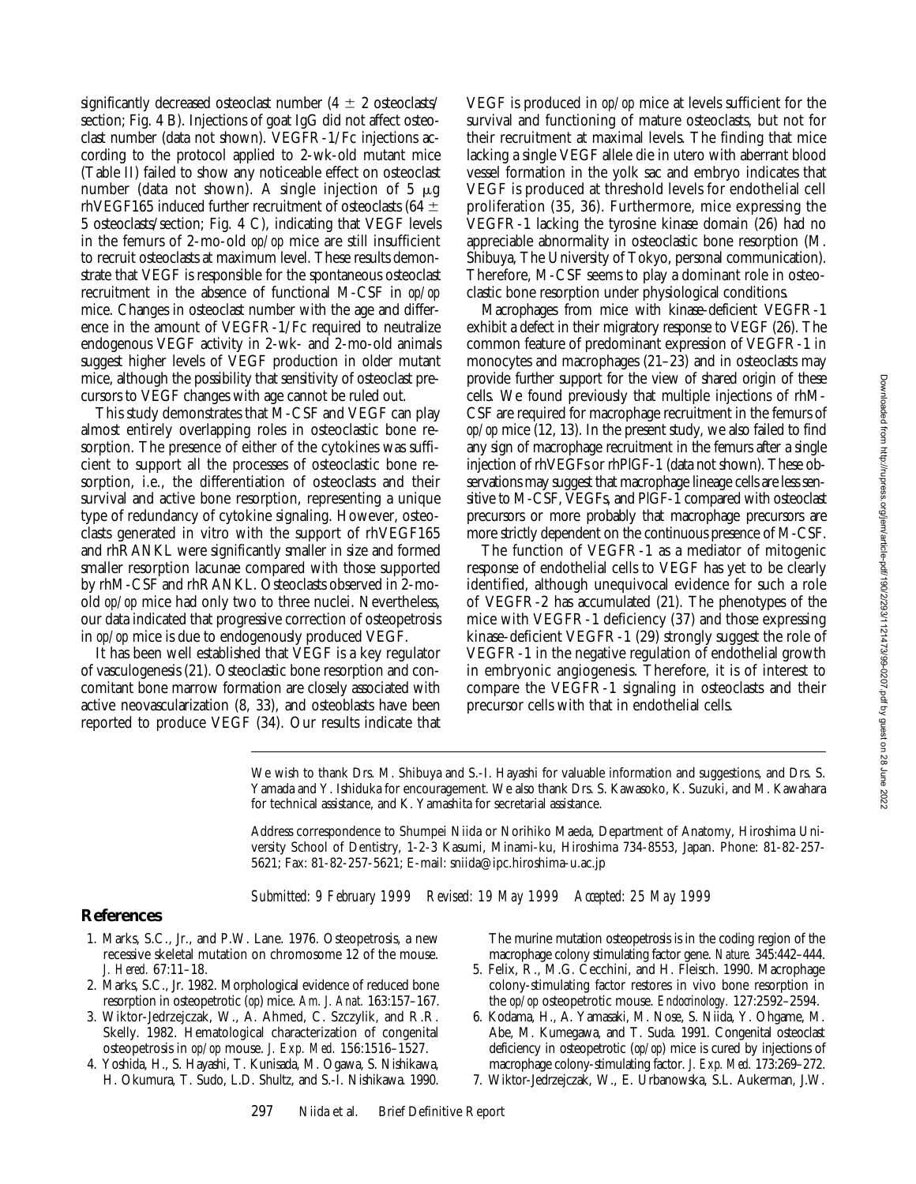significantly decreased osteoclast number (4 ± 2 osteoclasts/section; Fig. 4 B). Injections of goat IgG did not affect osteoclast number (data not shown). VEGFR-1/Fc injections according to the protocol applied to 2-wk-old mutant mice (Table II) failed to show any noticeable effect on osteoclast number (data not shown). A single injection of 5 μg rhVEGF165 induced further recruitment of osteoclasts (64 ± 5 osteoclasts/section; Fig. 4 C), indicating that VEGF levels in the femurs of 2-mo-old *op/op* mice are still insufficient to recruit osteoclasts at maximum level. These results demonstrate that VEGF is responsible for the spontaneous osteoclast recruitment in the absence of functional M-CSF in *op/op* mice. Changes in osteoclast number with the age and difference in the amount of VEGFR-1/Fc required to neutralize endogenous VEGF activity in 2-wk- and 2-mo-old animals suggest higher levels of VEGF production in older mutant mice, although the possibility that sensitivity of osteoclast precursors to VEGF changes with age cannot be ruled out.

This study demonstrates that M-CSF and VEGF can play almost entirely overlapping roles in osteoclastic bone resorption. The presence of either of the cytokines was sufficient to support all the processes of osteoclastic bone resorption, i.e., the differentiation of osteoclasts and their survival and active bone resorption, representing a unique type of redundancy of cytokine signaling. However, osteoclasts generated in vitro with the support of rhVEGF165 and rhRANKL were significantly smaller in size and formed smaller resorption lacunae compared with those supported by rhM-CSF and rhRANKL. Osteoclasts observed in 2-mo-old *op/op* mice had only two to three nuclei. Nevertheless, our data indicated that progressive correction of osteopetrosis in *op/op* mice is due to endogenously produced VEGF.

It has been well established that VEGF is a key regulator of vasculogenesis (21). Osteoclastic bone resorption and concomitant bone marrow formation are closely associated with active neovascularization (8, 33), and osteoblasts have been reported to produce VEGF (34). Our results indicate that VEGF is produced in *op/op* mice at levels sufficient for the survival and functioning of mature osteoclasts, but not for their recruitment at maximal levels. The finding that mice lacking a single VEGF allele die in utero with aberrant blood vessel formation in the yolk sac and embryo indicates that VEGF is produced at threshold levels for endothelial cell proliferation (35, 36). Furthermore, mice expressing the VEGFR-1 lacking the tyrosine kinase domain (26) had no appreciable abnormality in osteoclastic bone resorption (M. Shibuya, The University of Tokyo, personal communication). Therefore, M-CSF seems to play a dominant role in osteoclastic bone resorption under physiological conditions.

Macrophages from mice with kinase-deficient VEGFR-1 exhibit a defect in their migratory response to VEGF (26). The common feature of predominant expression of VEGFR-1 in monocytes and macrophages (21–23) and in osteoclasts may provide further support for the view of shared origin of these cells. We found previously that multiple injections of rhM-CSF are required for macrophage recruitment in the femurs of *op/op* mice (12, 13). In the present study, we also failed to find any sign of macrophage recruitment in the femurs after a single injection of rhVEGFs or rhPlGF-1 (data not shown). These observations may suggest that macrophage lineage cells are less sensitive to M-CSF, VEGFs, and PlGF-1 compared with osteoclast precursors or more probably that macrophage precursors are more strictly dependent on the continuous presence of M-CSF.

The function of VEGFR-1 as a mediator of mitogenic response of endothelial cells to VEGF has yet to be clearly identified, although unequivocal evidence for such a role of VEGFR-2 has accumulated (21). The phenotypes of the mice with VEGFR-1 deficiency (37) and those expressing kinase-deficient VEGFR-1 (29) strongly suggest the role of VEGFR-1 in the negative regulation of endothelial growth in embryonic angiogenesis. Therefore, it is of interest to compare the VEGFR-1 signaling in osteoclasts and their precursor cells with that in endothelial cells.

We wish to thank Drs. M. Shibuya and S.-I. Hayashi for valuable information and suggestions, and Drs. S. Yamada and Y. Ishiduka for encouragement. We also thank Drs. S. Kawasoko, K. Suzuki, and M. Kawahara for technical assistance, and K. Yamashita for secretarial assistance.

Address correspondence to Shumpei Niida or Norihiko Maeda, Department of Anatomy, Hiroshima University School of Dentistry, 1-2-3 Kasumi, Minami-ku, Hiroshima 734-8553, Japan. Phone: 81-82-257-5621; Fax: 81-82-257-5621; E-mail: sniida@ipc.hiroshima-u.ac.jp

*Submitted: 9 February 1999 Revised: 19 May 1999 Accepted: 25 May 1999*

## References

1. Marks, S.C., Jr., and P.W. Lane. 1976. Osteopetrosis, a new recessive skeletal mutation on chromosome 12 of the mouse. *J. Hered.* 67:11–18.
2. Marks, S.C., Jr. 1982. Morphological evidence of reduced bone resorption in osteopetrotic (*op*) mice. *Am. J. Anat.* 163:157–167.
3. Wiktor-Jedrzejczak, W., A. Ahmed, C. Szczylik, and R.R. Skelly. 1982. Hematological characterization of congenital osteopetrosis in *op/op* mouse. *J. Exp. Med.* 156:1516–1527.
4. Yoshida, H., S. Hayashi, T. Kunisada, M. Ogawa, S. Nishikawa, H. Okumura, T. Sudo, L.D. Shultz, and S.-I. Nishikawa. 1990. The murine mutation osteopetrosis is in the coding region of the macrophage colony stimulating factor gene. *Nature.* 345:442–444.
5. Felix, R., M.G. Cecchini, and H. Fleisch. 1990. Macrophage colony-stimulating factor restores in vivo bone resorption in the *op/op* osteopetrotic mouse. *Endocrinology.* 127:2592–2594.
6. Kodama, H., A. Yamasaki, M. Nose, S. Niida, Y. Ohgame, M. Abe, M. Kumegawa, and T. Suda. 1991. Congenital osteoclast deficiency in osteopetrotic (*op/op*) mice is cured by injections of macrophage colony-stimulating factor. *J. Exp. Med.* 173:269–272.
7. Wiktor-Jedrzejczak, W., E. Urbanowska, S.L. Aukerman, J.W.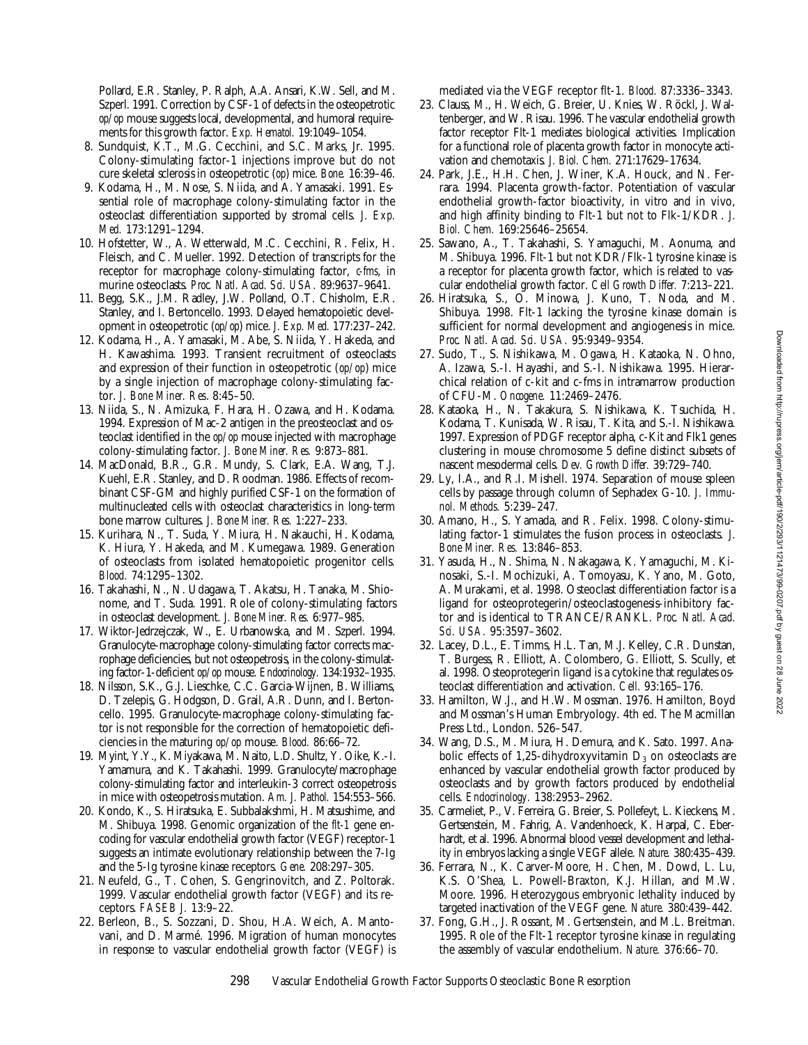Pollard, E.R. Stanley, P. Ralph, A.A. Ansari, K.W. Sell, and M. Szperl. 1991. Correction by CSF-1 of defects in the osteopetrotic *op/op* mouse suggests local, developmental, and humoral requirements for this growth factor. *Exp. Hematol.* 19:1049–1054.

8. Sundquist, K.T., M.G. Cecchini, and S.C. Marks, Jr. 1995. Colony-stimulating factor-1 injections improve but do not cure skeletal sclerosis in osteopetrotic (*op*) mice. *Bone.* 16:39–46.
9. Kodama, H., M. Nose, S. Niida, and A. Yamasaki. 1991. Essential role of macrophage colony-stimulating factor in the osteoclast differentiation supported by stromal cells. *J. Exp. Med.* 173:1291–1294.
10. Hofstetter, W., A. Wetterwald, M.C. Cecchini, R. Felix, H. Fleisch, and C. Mueller. 1992. Detection of transcripts for the receptor for macrophage colony-stimulating factor, *c-fms*, in murine osteoclasts. *Proc. Natl. Acad. Sci. USA.* 89:9637–9641.
11. Begg, S.K., J.M. Radley, J.W. Polland, O.T. Chisholm, E.R. Stanley, and I. Bertoncello. 1993. Delayed hematopoietic development in osteopetrotic (*op/op*) mice. *J. Exp. Med.* 177:237–242.
12. Kodama, H., A. Yamasaki, M. Abe, S. Niida, Y. Hakeda, and H. Kawashima. 1993. Transient recruitment of osteoclasts and expression of their function in osteopetrotic (*op/op*) mice by a single injection of macrophage colony-stimulating factor. *J. Bone Miner. Res.* 8:45–50.
13. Niida, S., N. Amizuka, F. Hara, H. Ozawa, and H. Kodama. 1994. Expression of Mac-2 antigen in the preosteoclast and osteoclast identified in the *op/op* mouse injected with macrophage colony-stimulating factor. *J. Bone Miner. Res.* 9:873–881.
14. MacDonald, B.R., G.R. Mundy, S. Clark, E.A. Wang, T.J. Kuehl, E.R. Stanley, and D. Roodman. 1986. Effects of recombinant CSF-GM and highly purified CSF-1 on the formation of multinucleated cells with osteoclast characteristics in long-term bone marrow cultures. *J. Bone Miner. Res.* 1:227–233.
15. Kurihara, N., T. Suda, Y. Miura, H. Nakauchi, H. Kodama, K. Hiura, Y. Hakeda, and M. Kumegawa. 1989. Generation of osteoclasts from isolated hematopoietic progenitor cells. *Blood.* 74:1295–1302.
16. Takahashi, N., N. Udagawa, T. Akatsu, H. Tanaka, M. Shiohome, and T. Suda. 1991. Role of colony-stimulating factors in osteoclast development. *J. Bone Miner. Res.* 6:977–985.
17. Wiktor-Jedrzejczak, W., E. Urbanowska, and M. Szperl. 1994. Granulocyte-macrophage colony-stimulating factor corrects macrophage deficiencies, but not osteopetrosis, in the colony-stimulating factor-1-deficient *op/op* mouse. *Endocrinology.* 134:1932–1935.
18. Nilsson, S.K., G.J. Lieschke, C.C. Garcia-Wijnen, B. Williams, D. Tzelepis, G. Hodgson, D. Grail, A.R. Dunn, and I. Bertoncello. 1995. Granulocyte-macrophage colony-stimulating factor is not responsible for the correction of hematopoietic deficiencies in the maturing *op/op* mouse. *Blood.* 86:66–72.
19. Myint, Y.Y., K. Miyakawa, M. Naito, L.D. Shultz, Y. Oike, K.-I. Yamamura, and K. Takahashi. 1999. Granulocyte/macrophage colony-stimulating factor and interleukin-3 correct osteopetrosis in mice with osteopetrosis mutation. *Am. J. Pathol.* 154:553–566.
20. Kondo, K., S. Hiratsuka, E. Subbalakshmi, H. Matsushime, and M. Shibuya. 1998. Genomic organization of the *flt-1* gene encoding for vascular endothelial growth factor (VEGF) receptor-1 suggests an intimate evolutionary relationship between the 7-Ig and the 5-Ig tyrosine kinase receptors. *Gene.* 208:297–305.
21. Neufeld, G., T. Cohen, S. Gengrinovitch, and Z. Poltorak. 1999. Vascular endothelial growth factor (VEGF) and its receptors. *FASEB J.* 13:9–22.
22. Berleon, B., S. Sozzani, D. Shou, H.A. Weich, A. Mantovani, and D. Marmé. 1996. Migration of human monocytes in response to vascular endothelial growth factor (VEGF) is mediated via the VEGF receptor flt-1. *Blood.* 87:3336–3343.
23. Clauss, M., H. Weich, G. Breier, U. Knies, W. Röckl, J. Waltenberger, and W. Risau. 1996. The vascular endothelial growth factor receptor Flt-1 mediates biological activities. Implication for a functional role of placenta growth factor in monocyte activation and chemotaxis. *J. Biol. Chem.* 271:17629–17634.
24. Park, J.E., H.H. Chen, J. Winer, K.A. Houck, and N. Ferrara. 1994. Placenta growth-factor. Potentiation of vascular endothelial growth-factor bioactivity, in vitro and in vivo, and high affinity binding to Flt-1 but not to Flk-1/KDR. *J. Biol. Chem.* 169:25646–25654.
25. Sawano, A., T. Takahashi, S. Yamaguchi, M. Aonuma, and M. Shibuya. 1996. Flt-1 but not KDR/Flk-1 tyrosine kinase is a receptor for placenta growth factor, which is related to vascular endothelial growth factor. *Cell Growth Differ.* 7:213–221.
26. Hiratsuka, S., O. Minowa, J. Kuno, T. Noda, and M. Shibuya. 1998. Flt-1 lacking the tyrosine kinase domain is sufficient for normal development and angiogenesis in mice. *Proc. Natl. Acad. Sci. USA.* 95:9349–9354.
27. Sudo, T., S. Nishikawa, M. Ogawa, H. Kataoka, N. Ohno, A. Izawa, S.-I. Hayashi, and S.-I. Nishikawa. 1995. Hierarchical relation of c-kit and c-fms in intramarrow production of CFU-M. *Oncogene.* 11:2469–2476.
28. Kataoka, H., N. Takakura, S. Nishikawa, K. Tsuchida, H. Kodama, T. Kunisada, W. Risau, T. Kita, and S.-I. Nishikawa. 1997. Expression of PDGF receptor alpha, c-Kit and Flk1 genes clustering in mouse chromosome 5 define distinct subsets of nascent mesodermal cells. *Dev. Growth Differ.* 39:729–740.
29. Ly, I.A., and R.I. Mishell. 1974. Separation of mouse spleen cells by passage through column of Sephadex G-10. *J. Immunol. Methods.* 5:239–247.
30. Amano, H., S. Yamada, and R. Felix. 1998. Colony-stimulating factor-1 stimulates the fusion process in osteoclasts. *J. Bone Miner. Res.* 13:846–853.
31. Yasuda, H., N. Shima, N. Nakagawa, K. Yamaguchi, M. Kinosaki, S.-I. Mochizuki, A. Tomoyasu, K. Yano, M. Goto, A. Murakami, et al. 1998. Osteoclast differentiation factor is a ligand for osteoprotegerin/osteoclastogenesis-inhibitory factor and is identical to TRANCE/RANKL. *Proc. Natl. Acad. Sci. USA.* 95:3597–3602.
32. Lacey, D.L., E. Timms, H.L. Tan, M.J. Kelley, C.R. Dunstan, T. Burgess, R. Elliott, A. Colombero, G. Elliott, S. Scully, et al. 1998. Osteoprotegerin ligand is a cytokine that regulates osteoclast differentiation and activation. *Cell.* 93:165–176.
33. Hamilton, W.J., and H.W. Mossman. 1976. Hamilton, Boyd and Mossman's Human Embryology. 4th ed. The Macmillan Press Ltd., London. 526–547.
34. Wang, D.S., M. Miura, H. Demura, and K. Sato. 1997. Anabolic effects of 1,25-dihydroxyvitamin $D_3$ on osteoclasts are enhanced by vascular endothelial growth factor produced by osteoclasts and by growth factors produced by endothelial cells. *Endocrinology.* 138:2953–2962.
35. Carmeliet, P., V. Ferreira, G. Breier, S. Pollefeyt, L. Kieckens, M. Gertsenstein, M. Fahrig, A. Vandenhoeck, K. Harpal, C. Eberhardt, et al. 1996. Abnormal blood vessel development and lethality in embryos lacking a single VEGF allele. *Nature.* 380:435–439.
36. Ferrara, N., K. Carver-Moore, H. Chen, M. Dowd, L. Lu, K.S. O'Shea, L. Powell-Braxton, K.J. Hillan, and M.W. Moore. 1996. Heterozygous embryonic lethality induced by targeted inactivation of the VEGF gene. *Nature.* 380:439–442.
37. Fong, G.H., J. Rossant, M. Gertsenstein, and M.L. Breitman. 1995. Role of the Flt-1 receptor tyrosine kinase in regulating the assembly of vascular endothelium. *Nature.* 376:66–70.